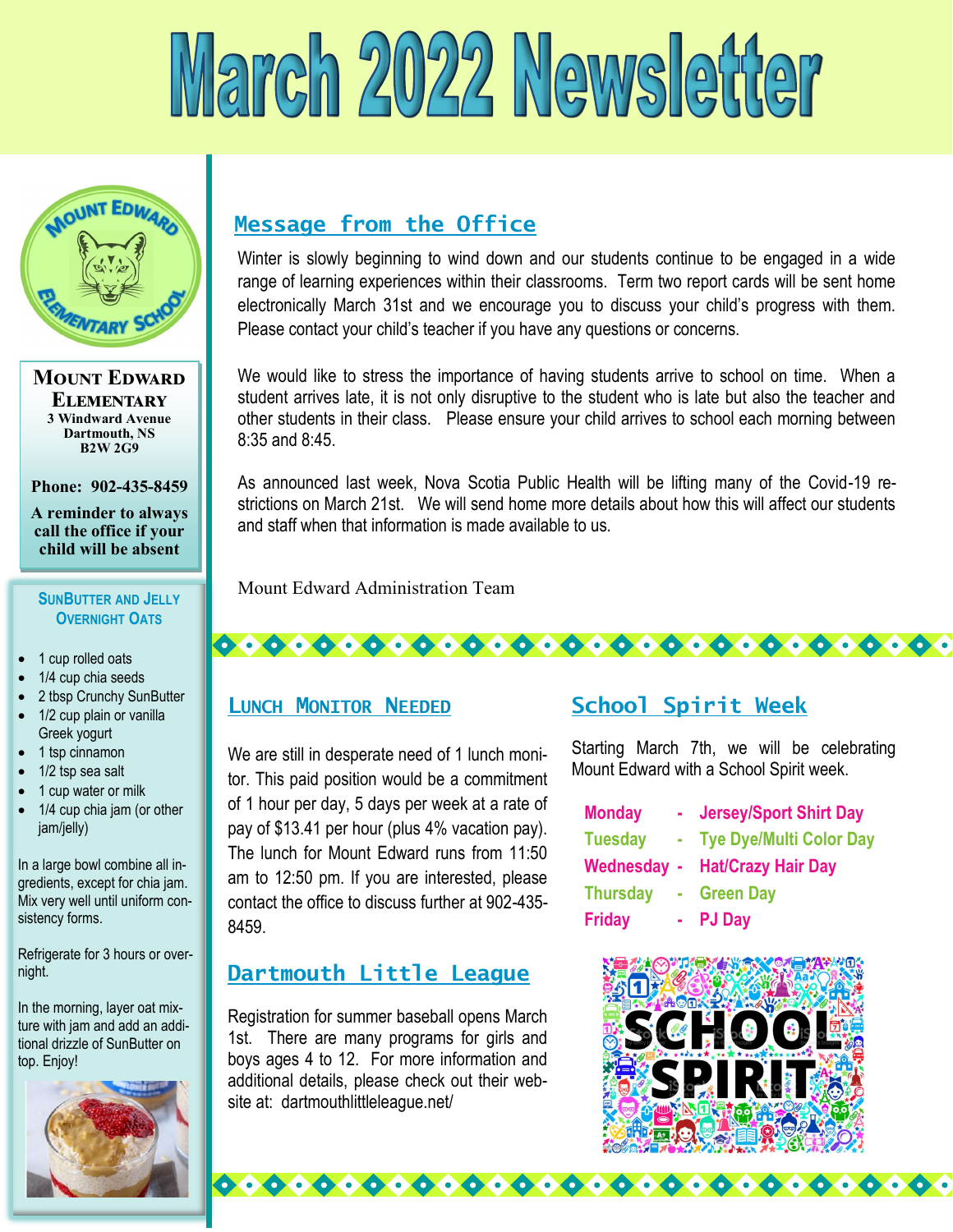# March 2022 Newsletter

**Mount Edward Elementary**
3 Windward Avenue
Dartmouth, NS
B2W 2G9

**Phone: 902-435-8459**

**A reminder to always call the office if your child will be absent**

### SunButter and Jelly Overnight Oats

- 1 cup rolled oats
- 1/4 cup chia seeds
- 2 tbsp Crunchy SunButter
- 1/2 cup plain or vanilla Greek yogurt
- 1 tsp cinnamon
- 1/2 tsp sea salt
- 1 cup water or milk
- 1/4 cup chia jam (or other jam/jelly)

In a large bowl combine all ingredients, except for chia jam. Mix very well until uniform consistency forms.

Refrigerate for 3 hours or overnight.

In the morning, layer oat mixture with jam and add an additional drizzle of SunButter on top. Enjoy!

## Message from the Office

Winter is slowly beginning to wind down and our students continue to be engaged in a wide range of learning experiences within their classrooms. Term two report cards will be sent home electronically March 31st and we encourage you to discuss your child's progress with them. Please contact your child's teacher if you have any questions or concerns.

We would like to stress the importance of having students arrive to school on time. When a student arrives late, it is not only disruptive to the student who is late but also the teacher and other students in their class. Please ensure your child arrives to school each morning between 8:35 and 8:45.

As announced last week, Nova Scotia Public Health will be lifting many of the Covid-19 restrictions on March 21st. We will send home more details about how this will affect our students and staff when that information is made available to us.

Mount Edward Administration Team

## Lunch Monitor Needed

We are still in desperate need of 1 lunch monitor. This paid position would be a commitment of 1 hour per day, 5 days per week at a rate of pay of $13.41 per hour (plus 4% vacation pay). The lunch for Mount Edward runs from 11:50 am to 12:50 pm. If you are interested, please contact the office to discuss further at 902-435-8459.

## Dartmouth Little League

Registration for summer baseball opens March 1st. There are many programs for girls and boys ages 4 to 12. For more information and additional details, please check out their website at: dartmouthlittleleague.net/

## School Spirit Week

Starting March 7th, we will be celebrating Mount Edward with a School Spirit week.

**Monday - Jersey/Sport Shirt Day**
**Tuesday - Tye Dye/Multi Color Day**
**Wednesday - Hat/Crazy Hair Day**
**Thursday - Green Day**
**Friday - PJ Day**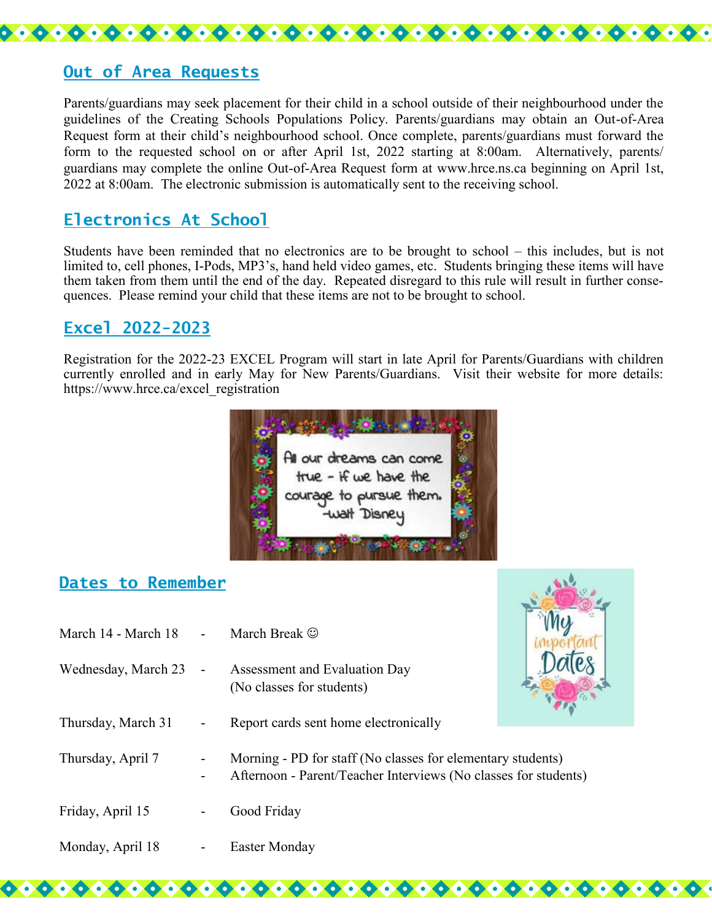## Out of Area Requests

Parents/guardians may seek placement for their child in a school outside of their neighbourhood under the guidelines of the Creating Schools Populations Policy. Parents/guardians may obtain an Out-of-Area Request form at their child's neighbourhood school. Once complete, parents/guardians must forward the form to the requested school on or after April 1st, 2022 starting at 8:00am. Alternatively, parents/guardians may complete the online Out-of-Area Request form at www.hrce.ns.ca beginning on April 1st, 2022 at 8:00am. The electronic submission is automatically sent to the receiving school.

## Electronics At School

Students have been reminded that no electronics are to be brought to school – this includes, but is not limited to, cell phones, I-Pods, MP3's, hand held video games, etc. Students bringing these items will have them taken from them until the end of the day. Repeated disregard to this rule will result in further consequences. Please remind your child that these items are not to be brought to school.

## Excel 2022-2023

Registration for the 2022-23 EXCEL Program will start in late April for Parents/Guardians with children currently enrolled and in early May for New Parents/Guardians. Visit their website for more details: https://www.hrce.ca/excel_registration

## Dates to Remember

| | | |
|---|---|---|
| March 14 - March 18 | - | March Break ☺ |
| Wednesday, March 23 | - | Assessment and Evaluation Day (No classes for students) |
| Thursday, March 31 | - | Report cards sent home electronically |
| Thursday, April 7 | - | Morning - PD for staff (No classes for elementary students) |
| | - | Afternoon - Parent/Teacher Interviews (No classes for students) |
| Friday, April 15 | - | Good Friday |
| Monday, April 18 | - | Easter Monday |